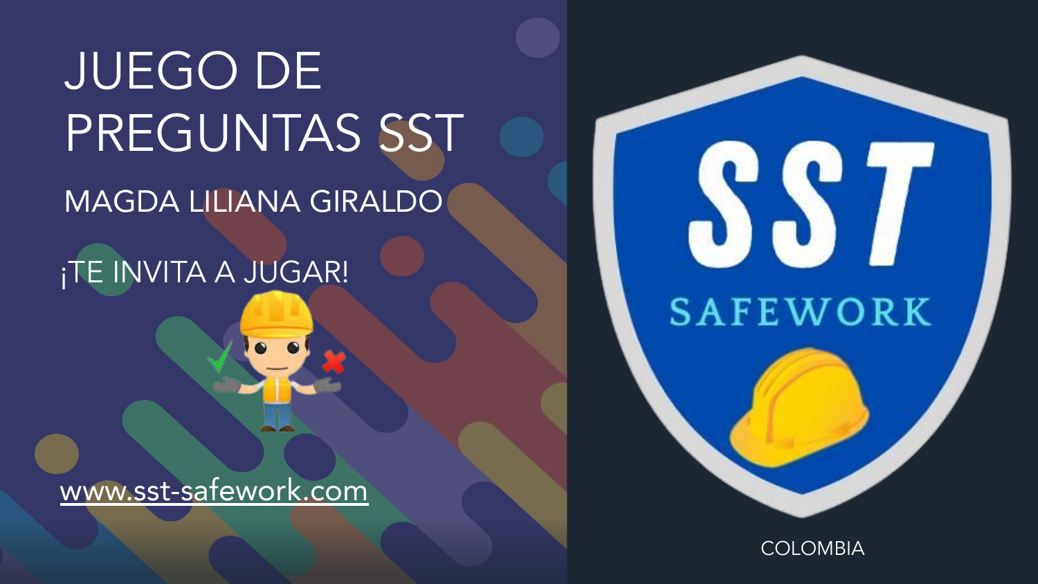# JUEGO DE PREGUNTAS SST

MAGDA LILIANA GIRALDO

¡TE INVITA A JUGAR!

www.sst-safework.com

SST

SAFEWORK

COLOMBIA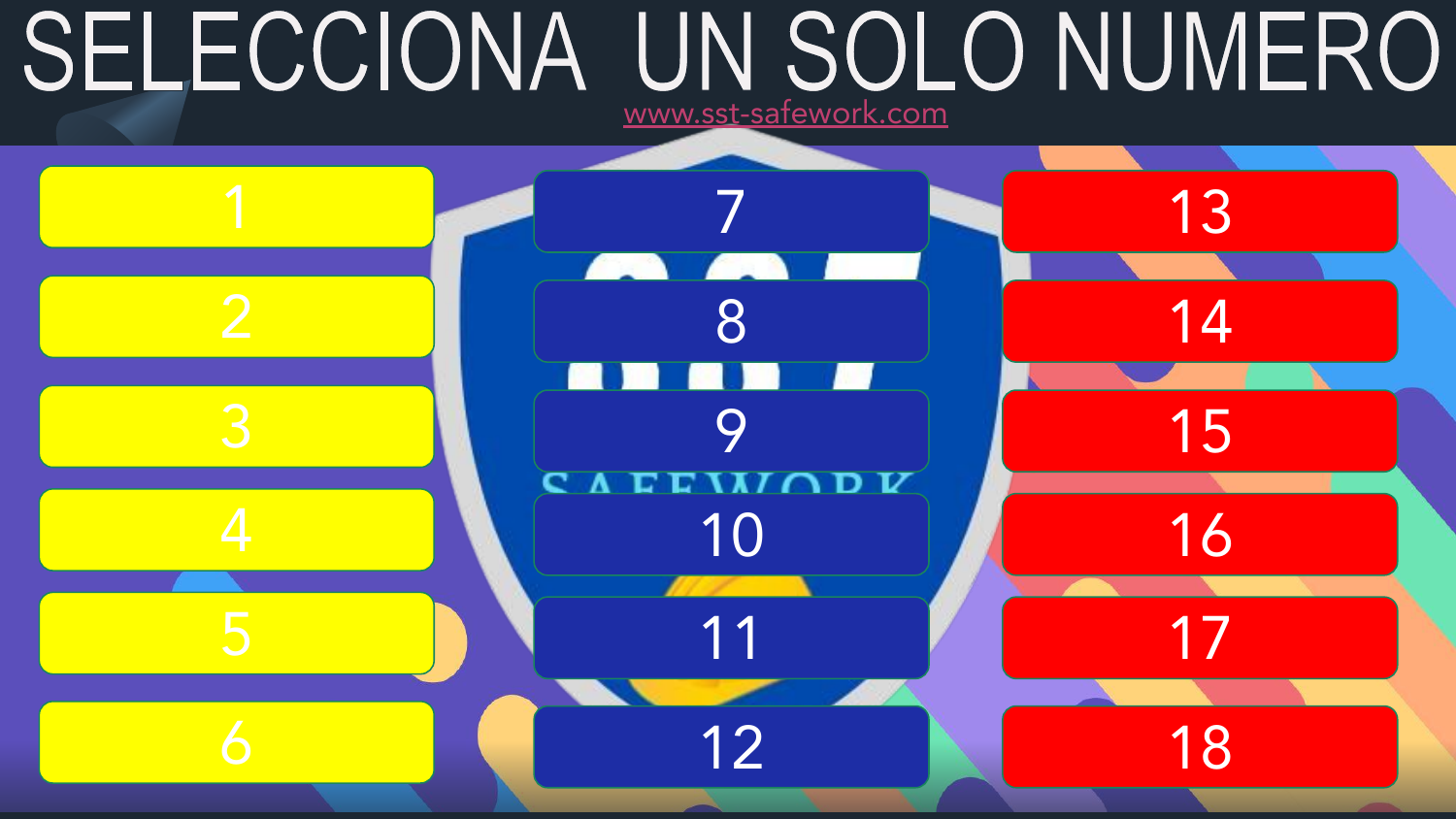# SELECCIONA UN SOLO NUMERO

www.sst-safework.com

| | | |
|---|---|---|
| 1 | 7 | 13 |
| 2 | 8 | 14 |
| 3 | 9 | 15 |
| 4 | 10 | 16 |
| 5 | 11 | 17 |
| 6 | 12 | 18 |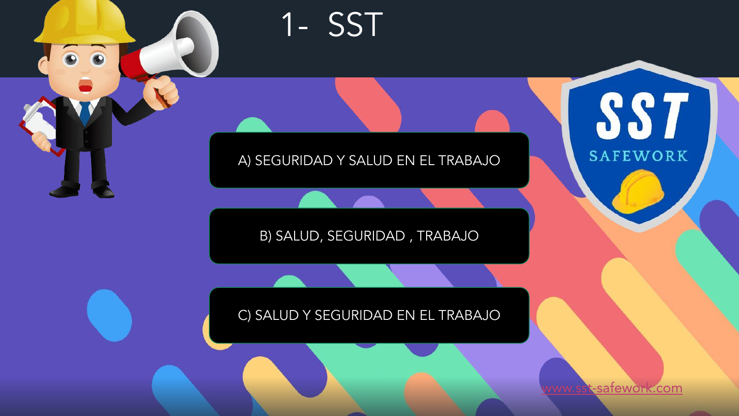# 1- SST

A) SEGURIDAD Y SALUD EN EL TRABAJO

B) SALUD, SEGURIDAD , TRABAJO

C) SALUD Y SEGURIDAD EN EL TRABAJO

www.sst-safework.com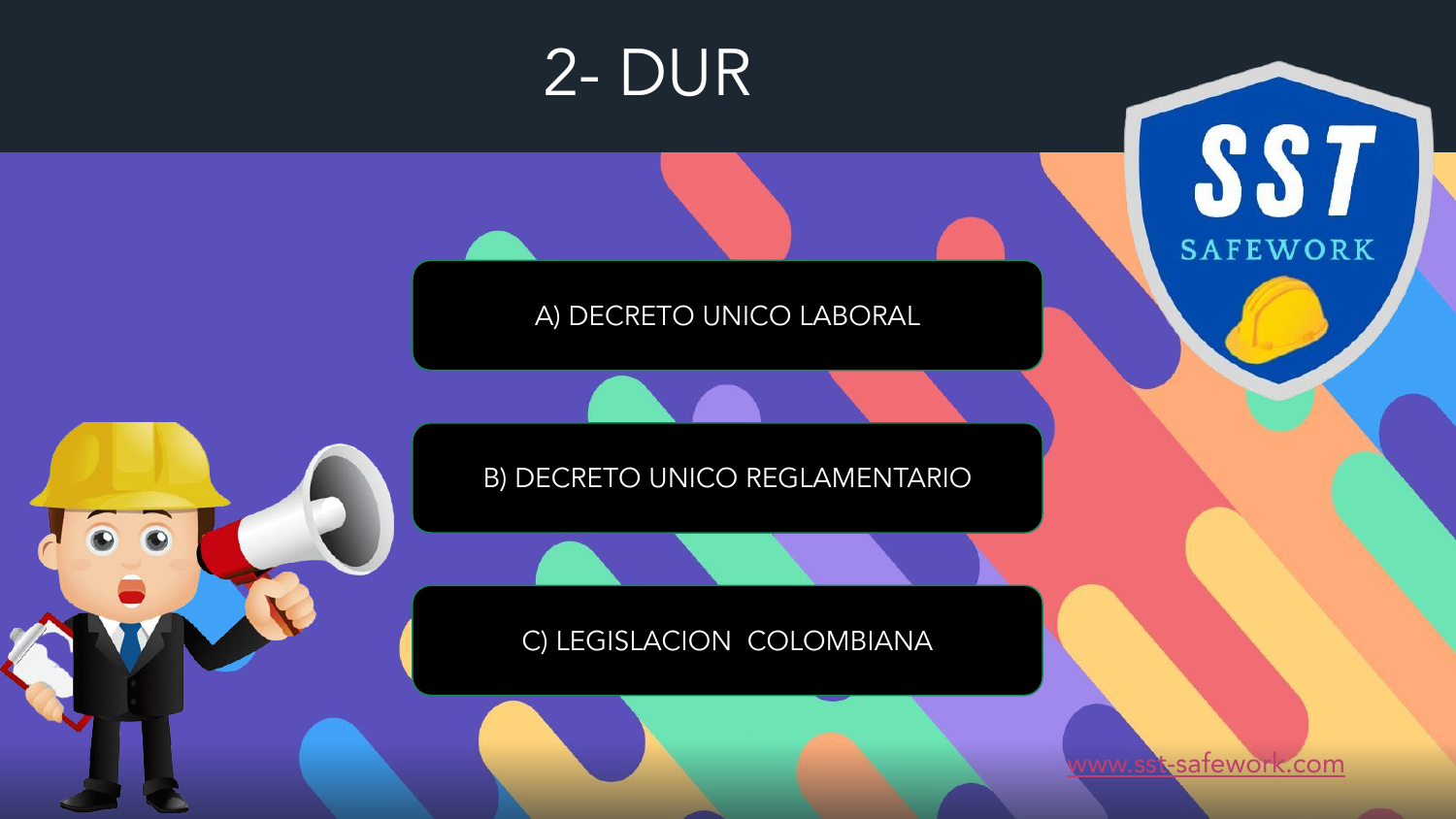# 2- DUR

A) DECRETO UNICO LABORAL

B) DECRETO UNICO REGLAMENTARIO

C) LEGISLACION COLOMBIANA

www.sst-safework.com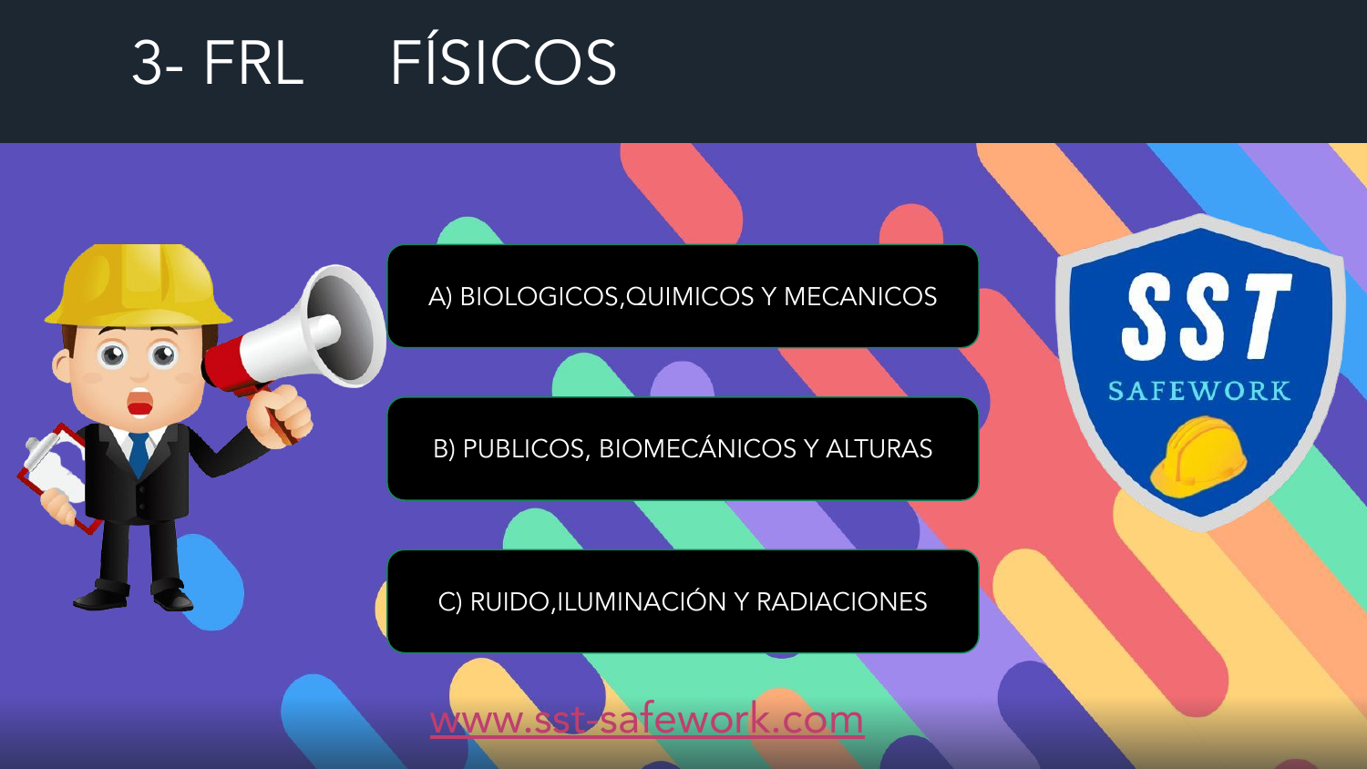# 3- FRL FÍSICOS

A) BIOLOGICOS,QUIMICOS Y MECANICOS

B) PUBLICOS, BIOMECÁNICOS Y ALTURAS

C) RUIDO,ILUMINACIÓN Y RADIACIONES

SST SAFEWORK

www.sst-safework.com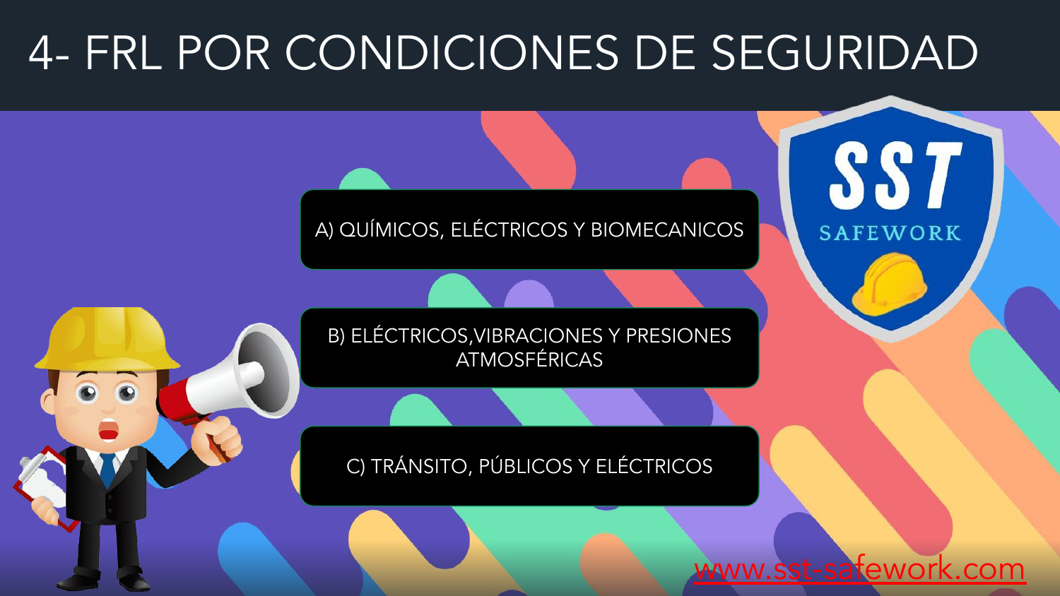# 4- FRL POR CONDICIONES DE SEGURIDAD

A) QUÍMICOS, ELÉCTRICOS Y BIOMECANICOS

B) ELÉCTRICOS,VIBRACIONES Y PRESIONES ATMOSFÉRICAS

C) TRÁNSITO, PÚBLICOS Y ELÉCTRICOS

www.sst-safework.com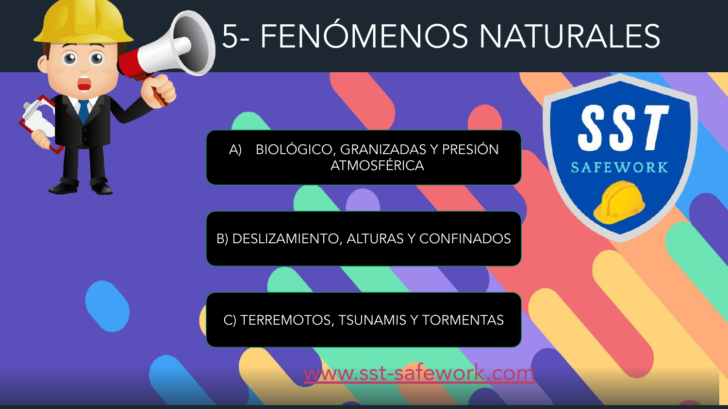# 5- FENÓMENOS NATURALES

A) BIOLÓGICO, GRANIZADAS Y PRESIÓN ATMOSFÉRICA

B) DESLIZAMIENTO, ALTURAS Y CONFINADOS

C) TERREMOTOS, TSUNAMIS Y TORMENTAS

SST SAFEWORK

www.sst-safework.com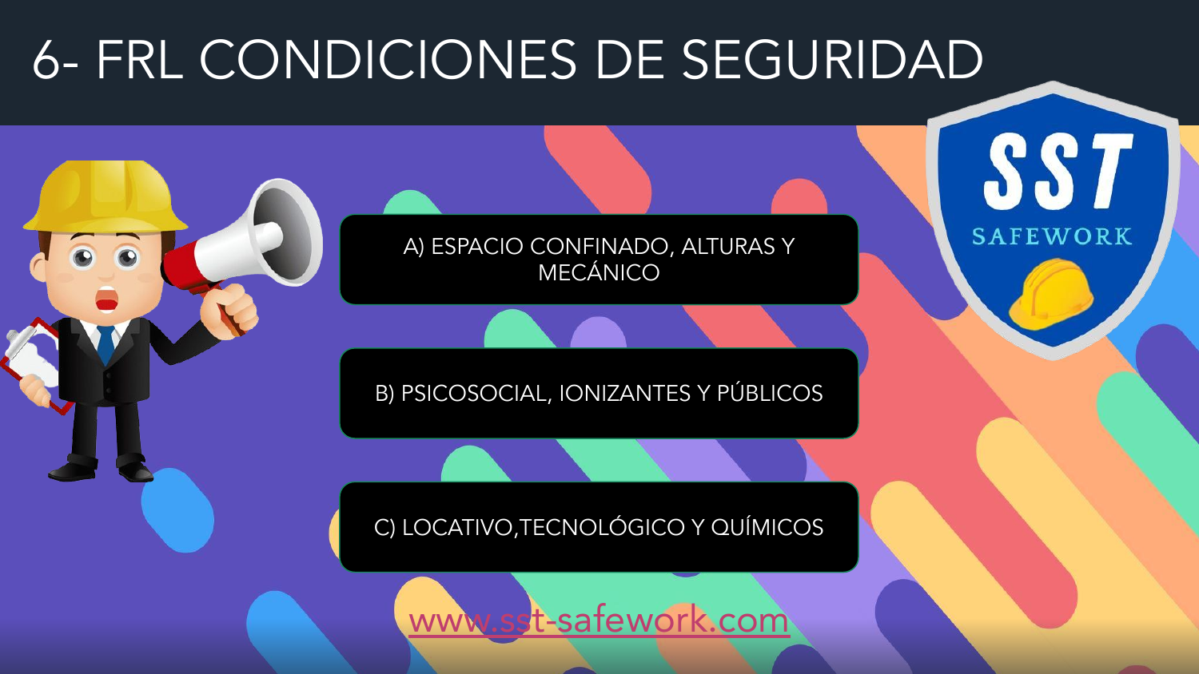# 6- FRL CONDICIONES DE SEGURIDAD

A) ESPACIO CONFINADO, ALTURAS Y MECÁNICO

B) PSICOSOCIAL, IONIZANTES Y PÚBLICOS

C) LOCATIVO,TECNOLÓGICO Y QUÍMICOS

www.sst-safework.com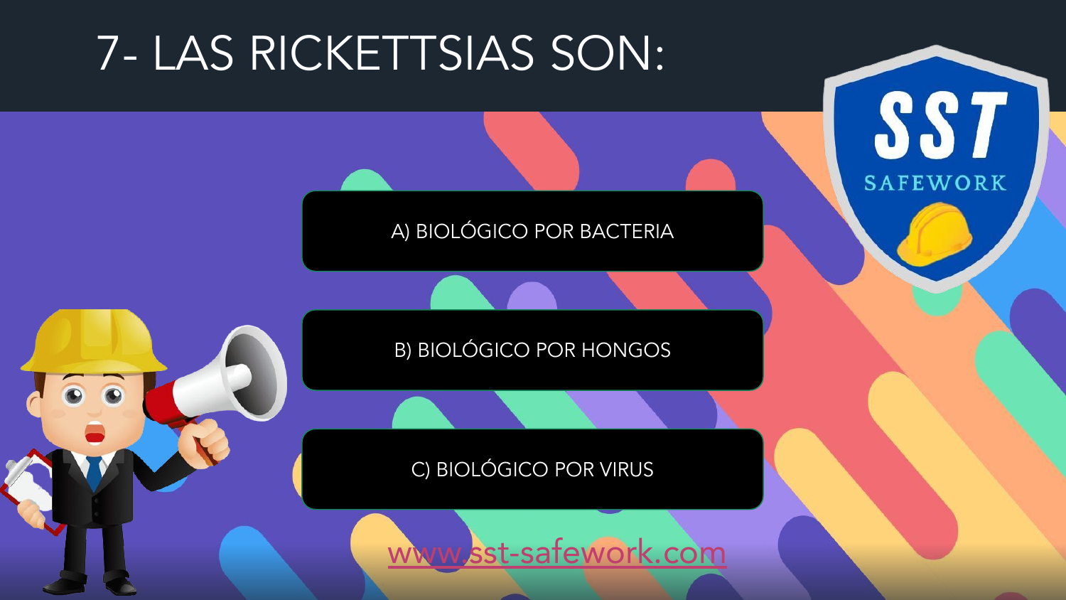# 7- LAS RICKETTSIAS SON:

A) BIOLÓGICO POR BACTERIA

B) BIOLÓGICO POR HONGOS

C) BIOLÓGICO POR VIRUS

www.sst-safework.com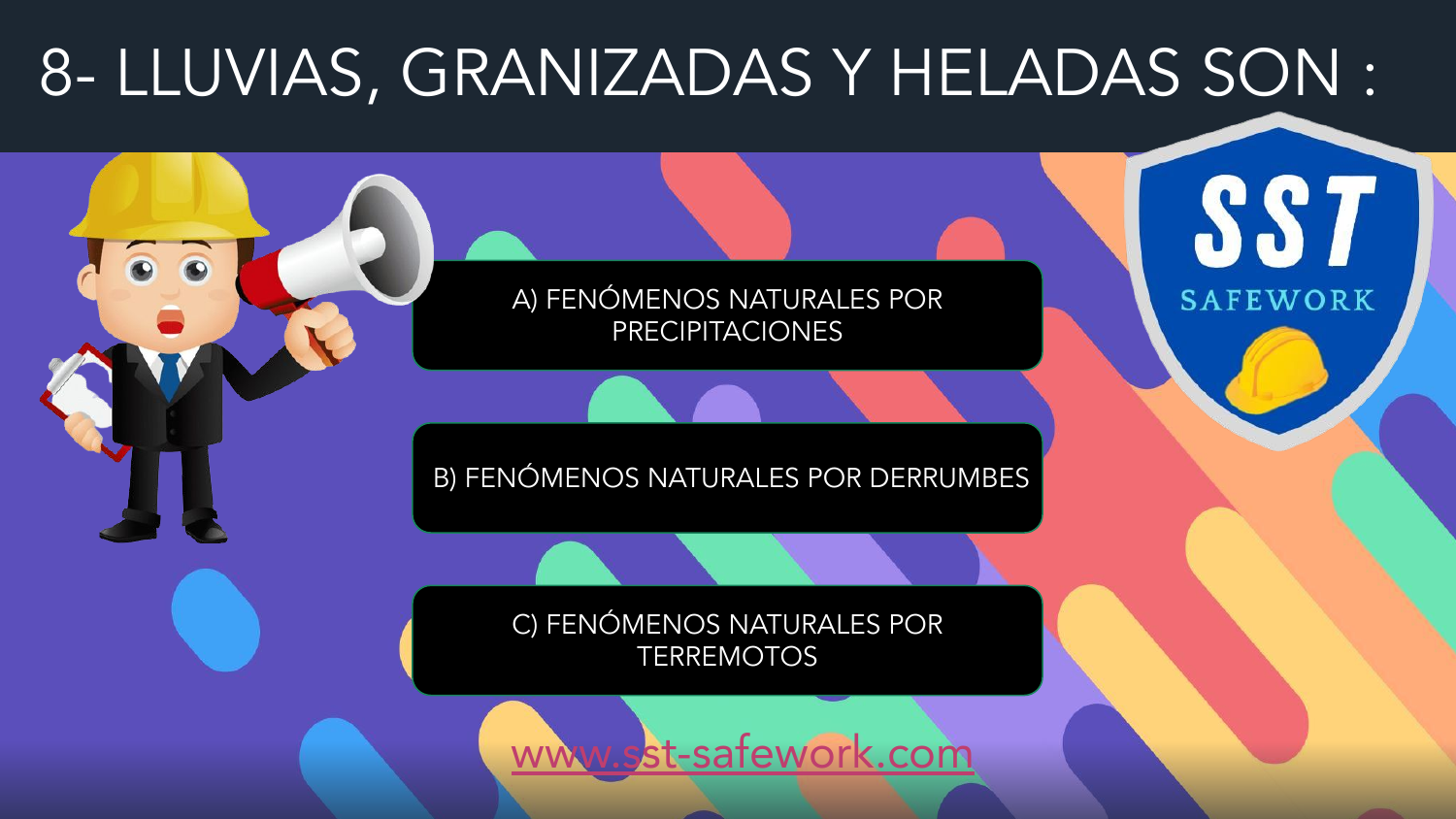# 8- LLUVIAS, GRANIZADAS Y HELADAS SON :

A) FENÓMENOS NATURALES POR PRECIPITACIONES

B) FENÓMENOS NATURALES POR DERRUMBES

C) FENÓMENOS NATURALES POR TERREMOTOS

SST SAFEWORK

www.sst-safework.com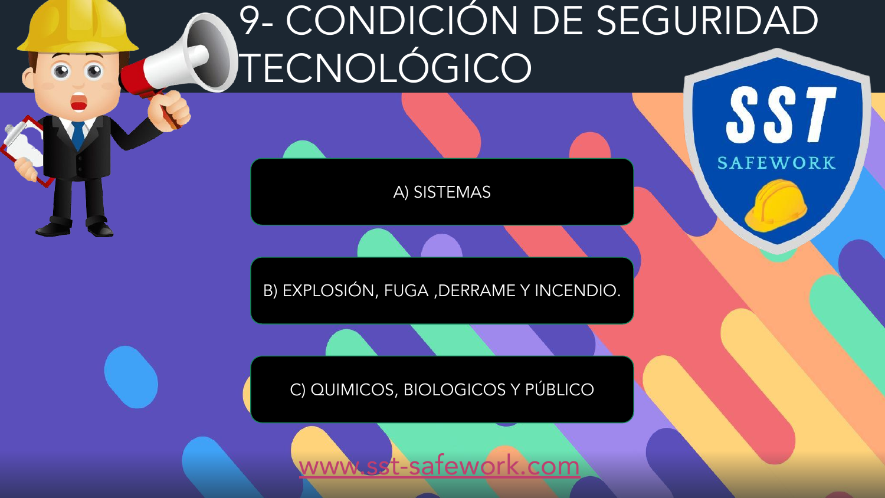# 9- CONDICIÓN DE SEGURIDAD TECNOLÓGICO

A) SISTEMAS

B) EXPLOSIÓN, FUGA ,DERRAME Y INCENDIO.

C) QUIMICOS, BIOLOGICOS Y PÚBLICO

www.sst-safework.com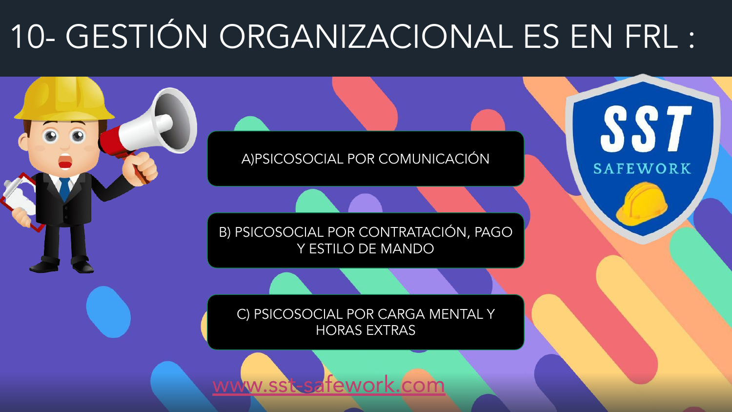# 10- GESTIÓN ORGANIZACIONAL ES EN FRL :

A)PSICOSOCIAL POR COMUNICACIÓN

B) PSICOSOCIAL POR CONTRATACIÓN, PAGO Y ESTILO DE MANDO

C) PSICOSOCIAL POR CARGA MENTAL Y HORAS EXTRAS

www.sst-safework.com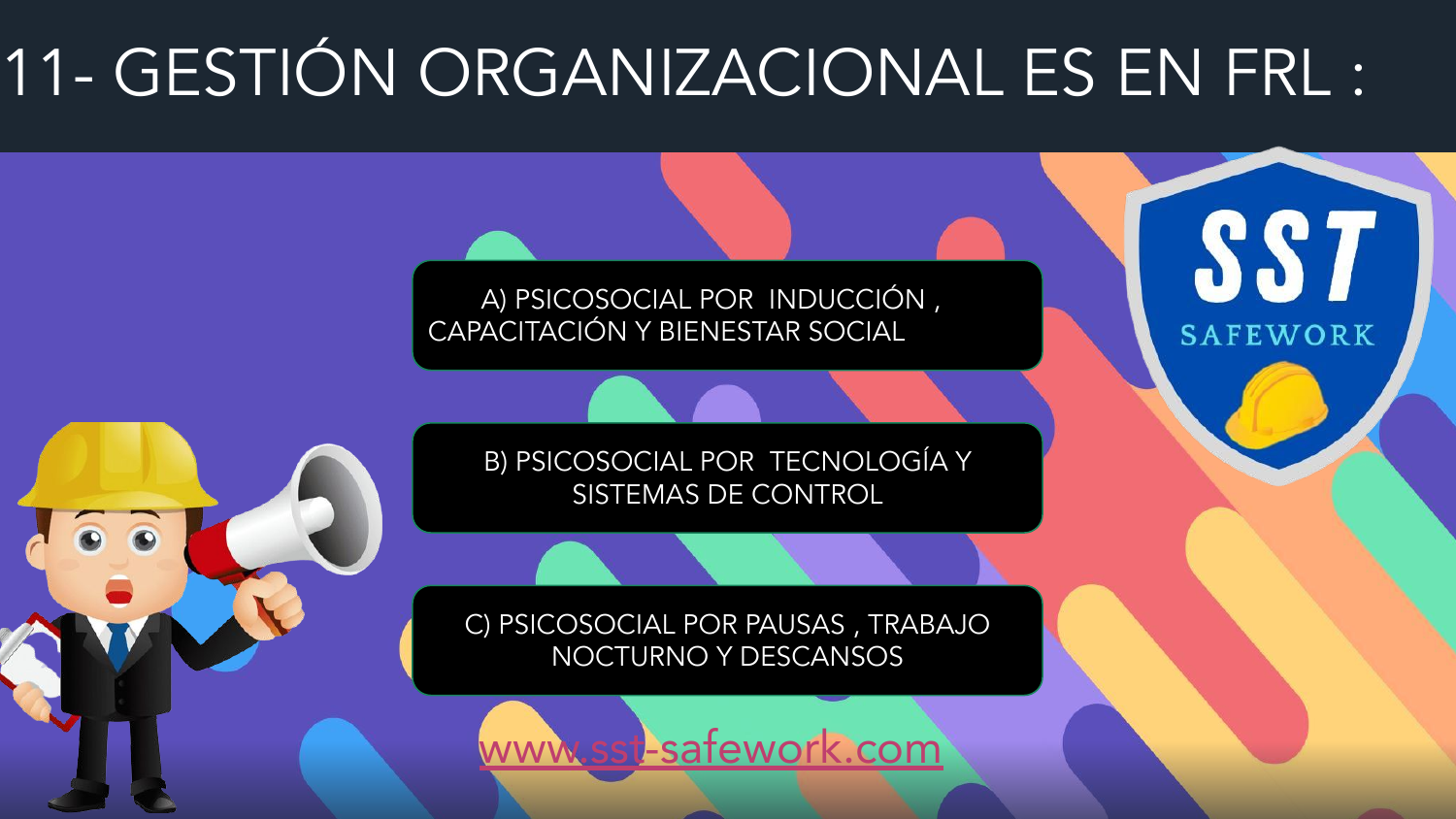# 11- GESTIÓN ORGANIZACIONAL ES EN FRL :

A) PSICOSOCIAL POR INDUCCIÓN , CAPACITACIÓN Y BIENESTAR SOCIAL

B) PSICOSOCIAL POR TECNOLOGÍA Y SISTEMAS DE CONTROL

C) PSICOSOCIAL POR PAUSAS , TRABAJO NOCTURNO Y DESCANSOS

www.sst-safework.com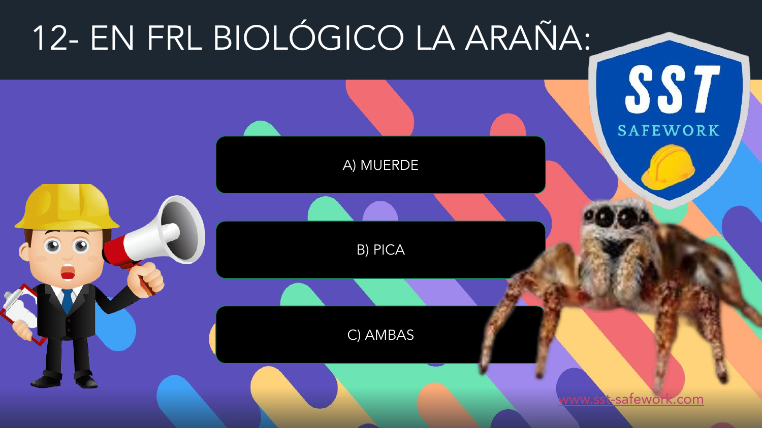# 12- EN FRL BIOLÓGICO LA ARAÑA:

A) MUERDE

B) PICA

C) AMBAS

www.sst-safework.com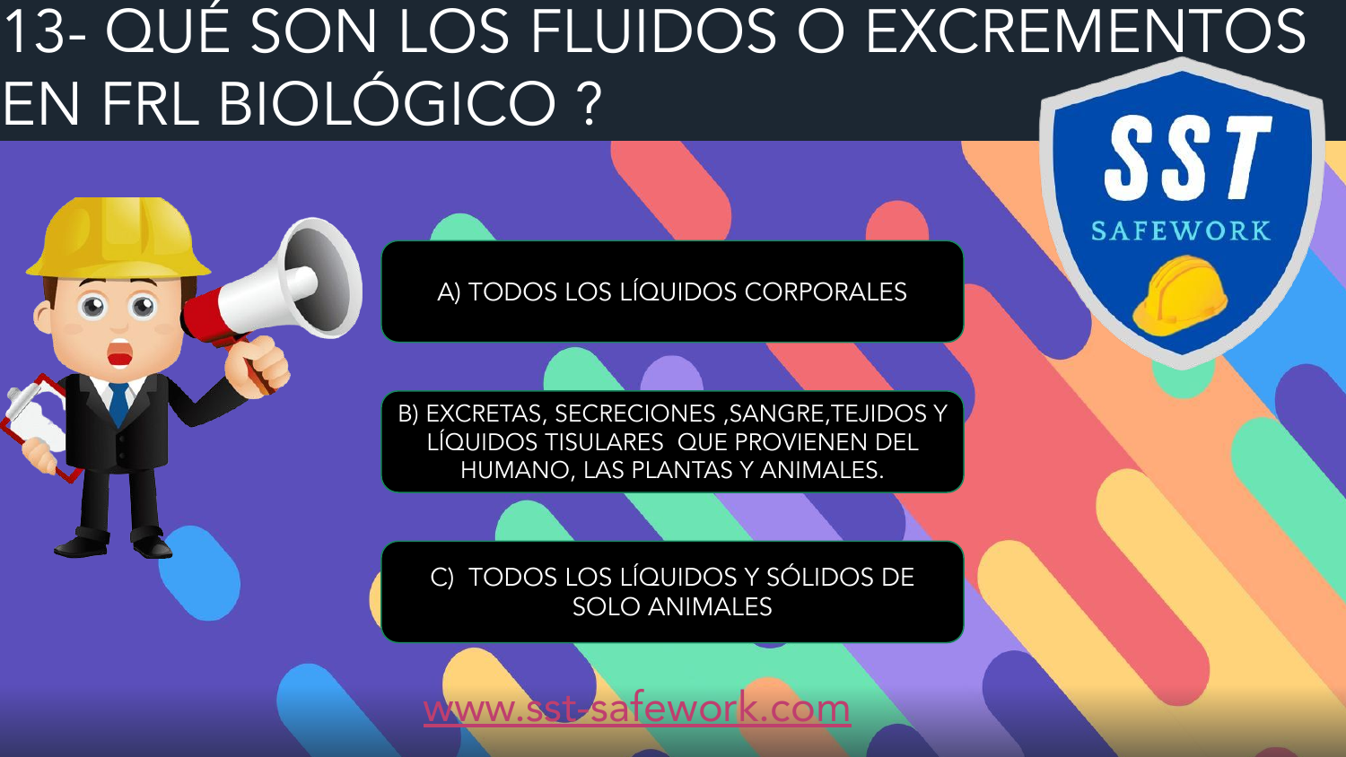# 13- QUÉ SON LOS FLUIDOS O EXCREMENTOS EN FRL BIOLÓGICO ?

A) TODOS LOS LÍQUIDOS CORPORALES

B) EXCRETAS, SECRECIONES ,SANGRE,TEJIDOS Y LÍQUIDOS TISULARES QUE PROVIENEN DEL HUMANO, LAS PLANTAS Y ANIMALES.

C) TODOS LOS LÍQUIDOS Y SÓLIDOS DE SOLO ANIMALES

www.sst-safework.com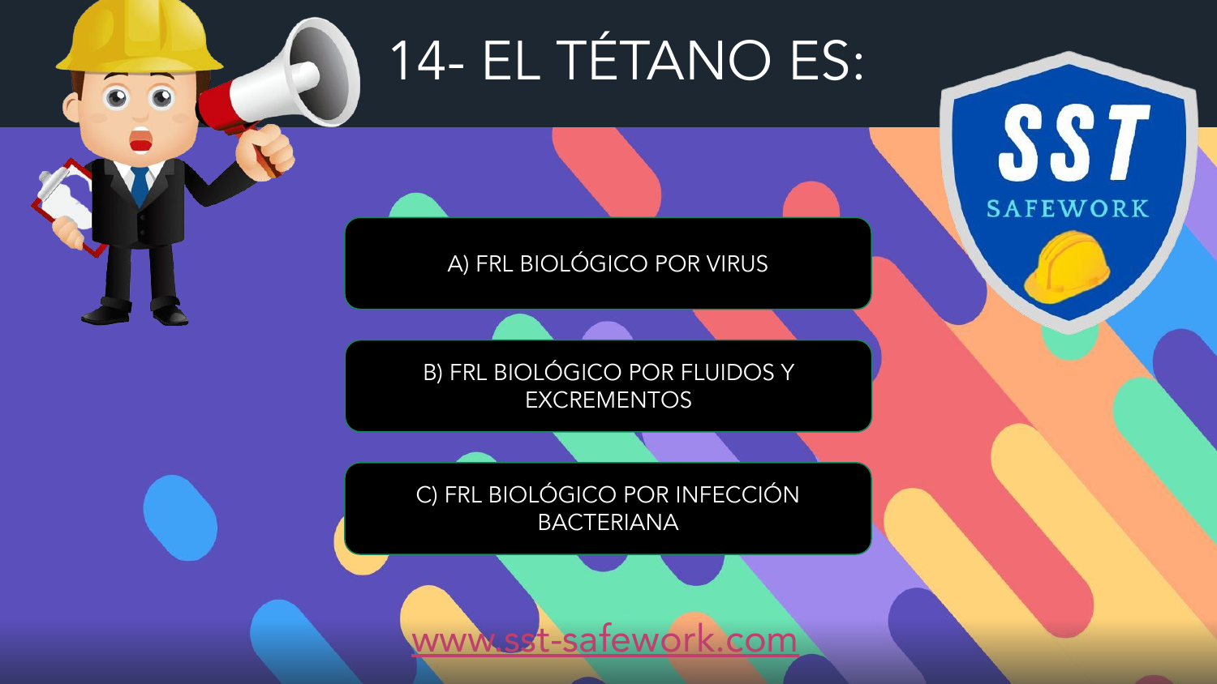# 14- EL TÉTANO ES:

A) FRL BIOLÓGICO POR VIRUS

B) FRL BIOLÓGICO POR FLUIDOS Y EXCREMENTOS

C) FRL BIOLÓGICO POR INFECCIÓN BACTERIANA

SST SAFEWORK

www.sst-safework.com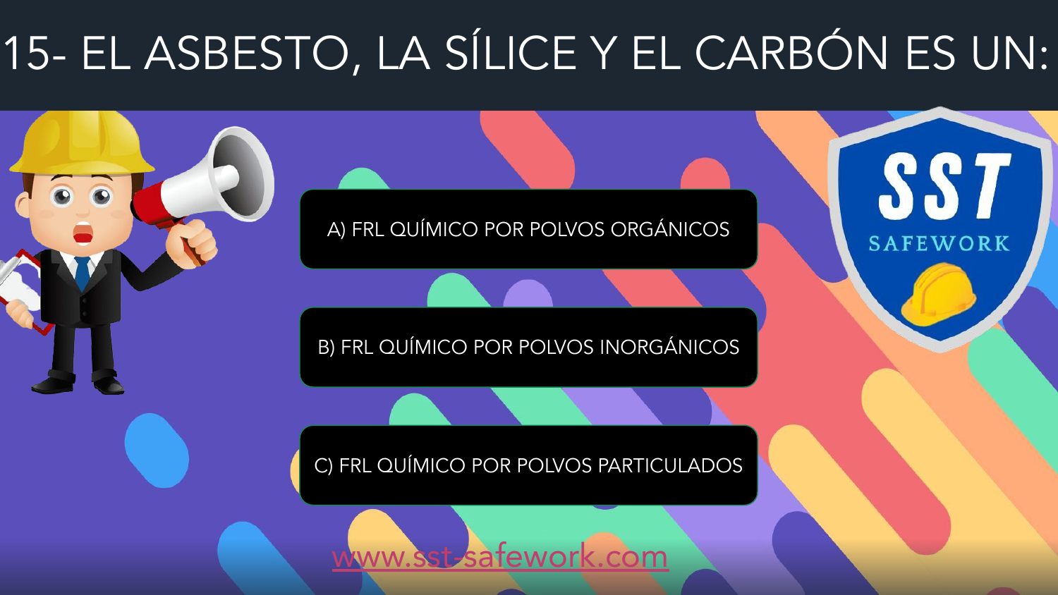# 15- EL ASBESTO, LA SÍLICE Y EL CARBÓN ES UN:

A) FRL QUÍMICO POR POLVOS ORGÁNICOS

B) FRL QUÍMICO POR POLVOS INORGÁNICOS

C) FRL QUÍMICO POR POLVOS PARTICULADOS

SST SAFEWORK

www.sst-safework.com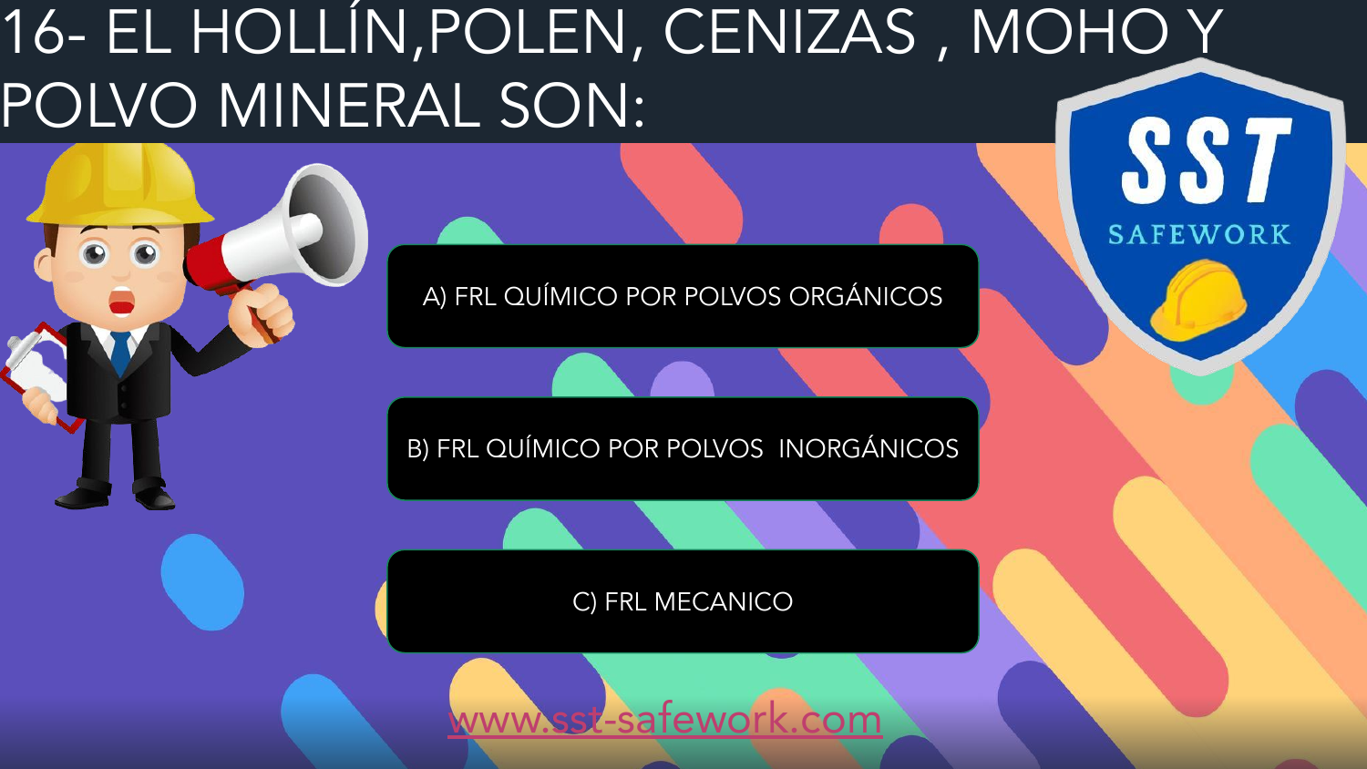# 16- EL HOLLÍN,POLEN, CENIZAS , MOHO Y POLVO MINERAL SON:

A) FRL QUÍMICO POR POLVOS ORGÁNICOS

B) FRL QUÍMICO POR POLVOS INORGÁNICOS

C) FRL MECANICO

www.sst-safework.com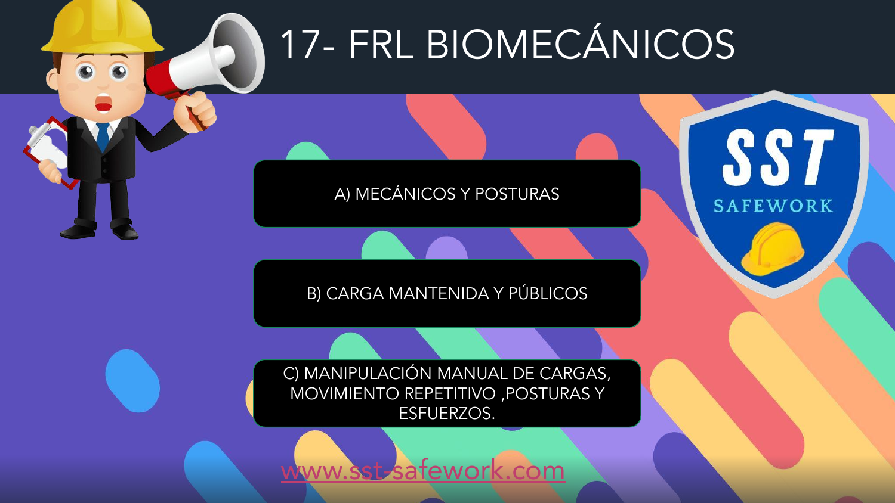# 17- FRL BIOMECÁNICOS

A) MECÁNICOS Y POSTURAS

B) CARGA MANTENIDA Y PÚBLICOS

C) MANIPULACIÓN MANUAL DE CARGAS, MOVIMIENTO REPETITIVO ,POSTURAS Y ESFUERZOS.

www.sst-safework.com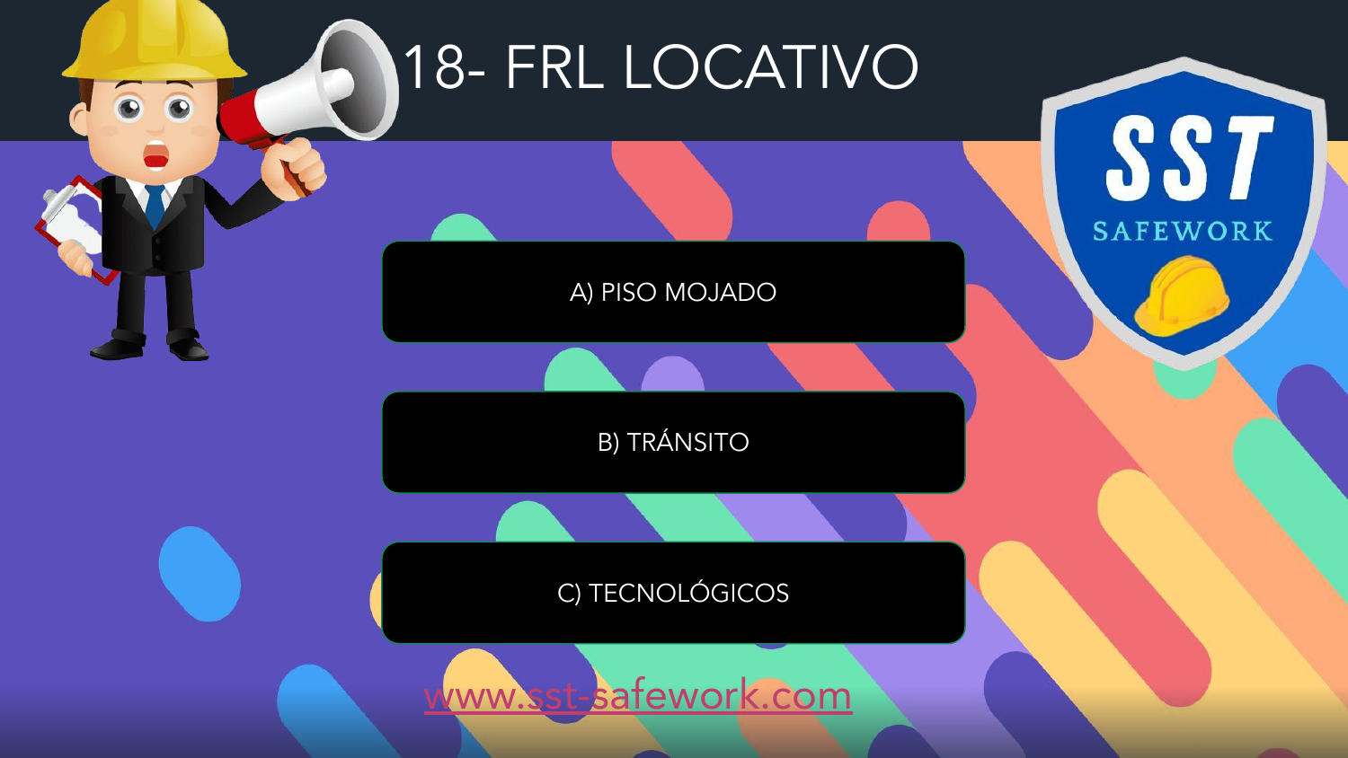# 18- FRL LOCATIVO

A) PISO MOJADO

B) TRÁNSITO

C) TECNOLÓGICOS

www.sst-safework.com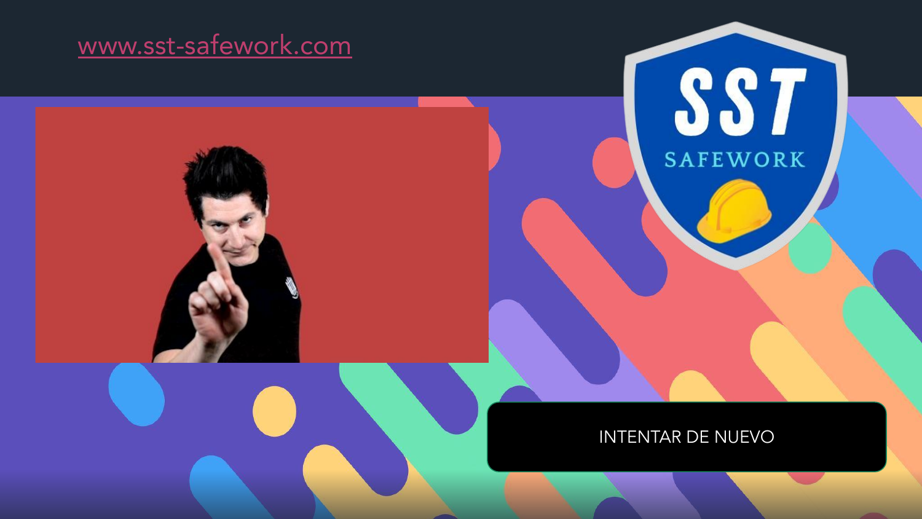www.sst-safework.com

SST SAFEWORK

INTENTAR DE NUEVO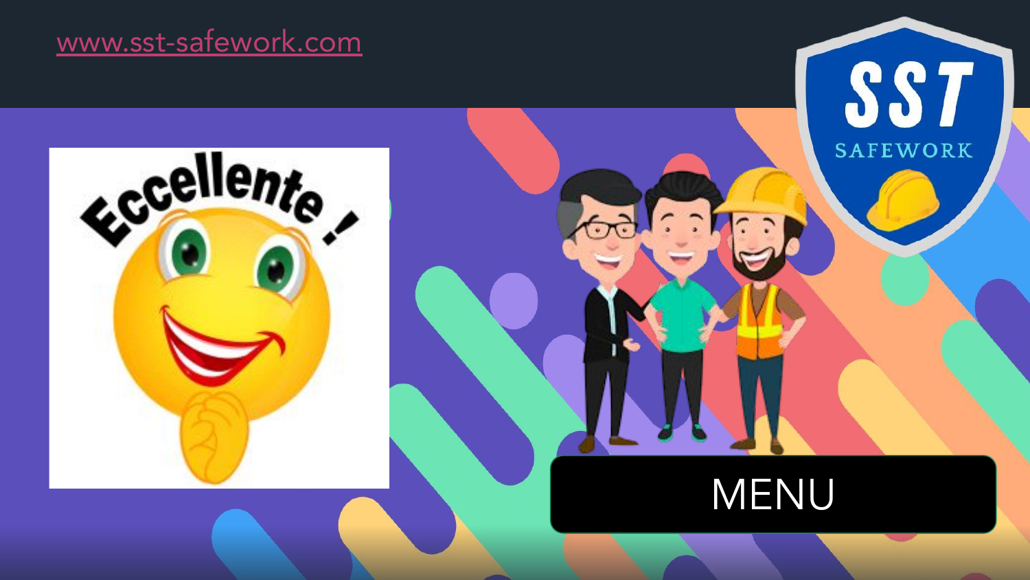www.sst-safework.com

Eccellente !

MENU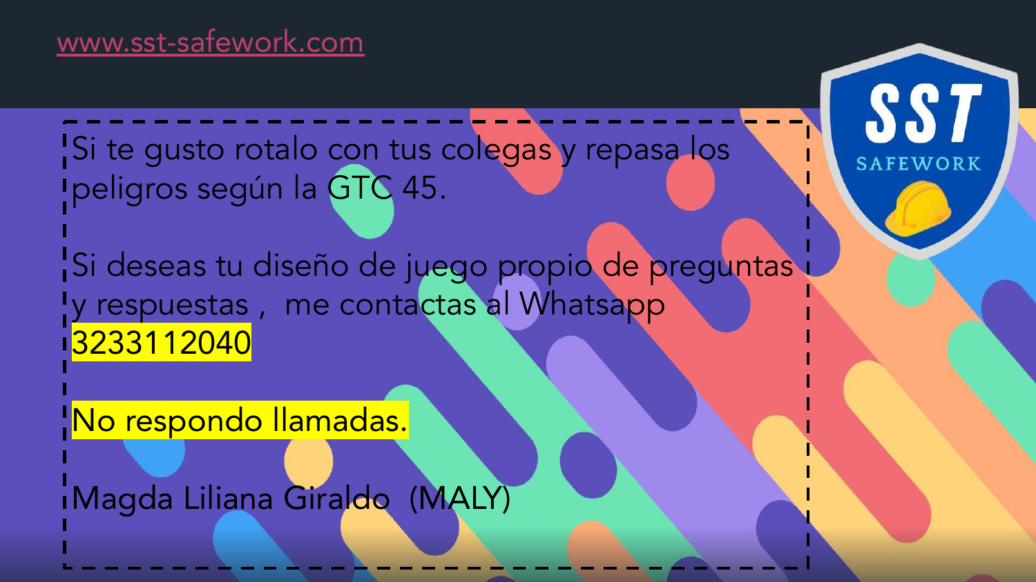www.sst-safework.com

SST SAFEWORK

Si te gusto rotalo con tus colegas y repasa los peligros según la GTC 45.

Si deseas tu diseño de juego propio de preguntas y respuestas , me contactas al Whatsapp 3233112040

No respondo llamadas.

Magda Liliana Giraldo (MALY)